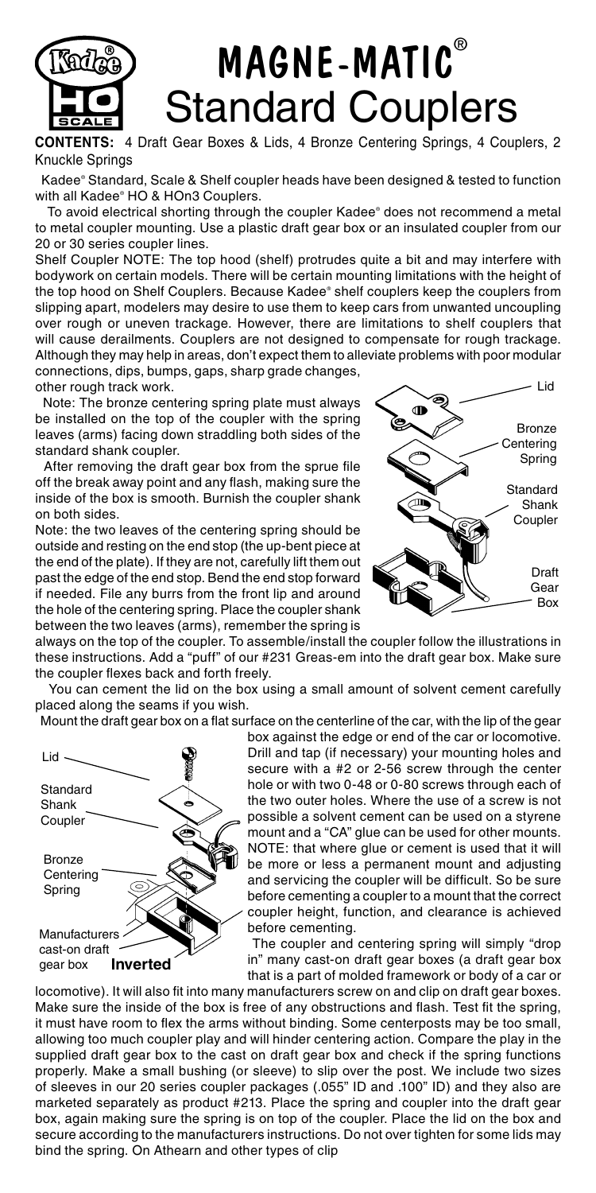# Kadee® HO SCALE

# MAGNE-MATIC® Standard Couplers

**CONTENTS:** 4 Draft Gear Boxes & Lids, 4 Bronze Centering Springs, 4 Couplers, 2 Knuckle Springs

Kadee® Standard, Scale & Shelf coupler heads have been designed & tested to function with all Kadee® HO & HOn3 Couplers.

To avoid electrical shorting through the coupler Kadee® does not recommend a metal to metal coupler mounting. Use a plastic draft gear box or an insulated coupler from our 20 or 30 series coupler lines.

Shelf Coupler NOTE: The top hood (shelf) protrudes quite a bit and may interfere with bodywork on certain models. There will be certain mounting limitations with the height of the top hood on Shelf Couplers. Because Kadee® shelf couplers keep the couplers from slipping apart, modelers may desire to use them to keep cars from unwanted uncoupling over rough or uneven trackage. However, there are limitations to shelf couplers that will cause derailments. Couplers are not designed to compensate for rough trackage. Although they may help in areas, don't expect them to alleviate problems with poor modular connections, dips, bumps, gaps, sharp grade changes, other rough track work.

Note: The bronze centering spring plate must always be installed on the top of the coupler with the spring leaves (arms) facing down straddling both sides of the standard shank coupler.

After removing the draft gear box from the sprue file off the break away point and any flash, making sure the inside of the box is smooth. Burnish the coupler shank on both sides.

Note: the two leaves of the centering spring should be outside and resting on the end stop (the up-bent piece at the end of the plate). If they are not, carefully lift them out past the edge of the end stop. Bend the end stop forward if needed. File any burrs from the front lip and around the hole of the centering spring. Place the coupler shank between the two leaves (arms), remember the spring is always on the top of the coupler. To assemble/install the coupler follow the illustrations in these instructions. Add a "puff" of our #231 Greas-em into the draft gear box. Make sure the coupler flexes back and forth freely.

Lid  
Bronze Centering Spring  
Standard Shank Coupler  
Draft Gear Box

You can cement the lid on the box using a small amount of solvent cement carefully placed along the seams if you wish.

Mount the draft gear box on a flat surface on the centerline of the car, with the lip of the gear box against the edge or end of the car or locomotive. Drill and tap (if necessary) your mounting holes and secure with a #2 or 2-56 screw through the center hole or with two 0-48 or 0-80 screws through each of the two outer holes. Where the use of a screw is not possible a solvent cement can be used on a styrene mount and a "CA" glue can be used for other mounts. NOTE: that where glue or cement is used that it will be more or less a permanent mount and adjusting and servicing the coupler will be difficult. So be sure before cementing a coupler to a mount that the correct coupler height, function, and clearance is achieved before cementing.

Lid  
Standard Shank Coupler  
Bronze Centering Spring  
Manufacturers cast-on draft gear box **Inverted**

The coupler and centering spring will simply "drop in" many cast-on draft gear boxes (a draft gear box that is a part of molded framework or body of a car or locomotive). It will also fit into many manufacturers screw on and clip on draft gear boxes. Make sure the inside of the box is free of any obstructions and flash. Test fit the spring, it must have room to flex the arms without binding. Some centerposts may be too small, allowing too much coupler play and will hinder centering action. Compare the play in the supplied draft gear box to the cast on draft gear box and check if the spring functions properly. Make a small bushing (or sleeve) to slip over the post. We include two sizes of sleeves in our 20 series coupler packages (.055" ID and .100" ID) and they also are marketed separately as product #213. Place the spring and coupler into the draft gear box, again making sure the spring is on top of the coupler. Place the lid on the box and secure according to the manufacturers instructions. Do not over tighten for some lids may bind the spring. On Athearn and other types of clip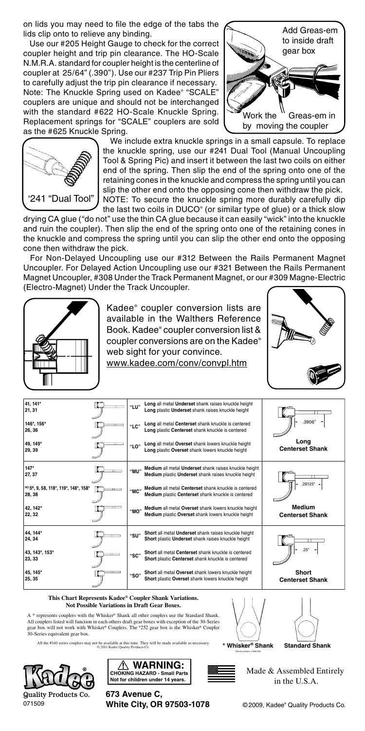on lids you may need to file the edge of the tabs the lids clip onto to relieve any binding.

Use our #205 Height Gauge to check for the correct coupler height and trip pin clearance. The HO-Scale N.M.R.A. standard for coupler height is the centerline of coupler at 25/64" (.390"). Use our #237 Trip Pin Pliers to carefully adjust the trip pin clearance if necessary. Note: The Knuckle Spring used on Kadee® "SCALE" couplers are unique and should not be interchanged with the standard #622 HO-Scale Knuckle Spring. Replacement springs for "SCALE" couplers are sold as the #625 Knuckle Spring.

Add Greas-em to inside draft gear box

Work the Greas-em in by moving the coupler

#241 "Dual Tool"

We include extra knuckle springs in a small capsule. To replace the knuckle spring, use our #241 Dual Tool (Manual Uncoupling Tool & Spring Pic) and insert it between the last two coils on either end of the spring. Then slip the end of the spring onto one of the retaining cones in the knuckle and compress the spring until you can slip the other end onto the opposing cone then withdraw the pick.

NOTE: To secure the knuckle spring more durably carefully dip the last two coils in DUCO® (or similar type of glue) or a thick slow drying CA glue ("do not" use the thin CA glue because it can easily "wick" into the knuckle and ruin the coupler). Then slip the end of the spring onto one of the retaining cones in the knuckle and compress the spring until you can slip the other end onto the opposing cone then withdraw the pick.

For Non-Delayed Uncoupling use our #312 Between the Rails Permanent Magnet Uncoupler. For Delayed Action Uncoupling use our #321 Between the Rails Permanent Magnet Uncoupler, #308 Under the Track Permanent Magnet, or our #309 Magne-Electric (Electro-Magnet) Under the Track Uncoupler.

Kadee® coupler conversion lists are available in the Walthers Reference Book. Kadee® coupler conversion list & coupler conversions are on the Kadee® web sight for your convince.
www.kadee.com/conv/convpl.htm

| | | |
|---|---|---|
| 41, 141*<br>21, 31 | "LU" | **Long** all metal **Underset** shank raises knuckle height<br>**Long** plastic **Underset** shank raises knuckle height |
| 146*, 156*<br>26, 36 | "LC" | **Long** all metal **Centerset** shank knuckle is centered<br>**Long** plastic **Centerset** shank knuckle is centered |
| 49, 149*<br>29, 39 | "LO" | **Long** all metal **Overset** shank lowers knuckle height<br>**Long** plastic **Overset** shank lowers knuckle height |
| 147*<br>27, 37 | "MU" | **Medium** all metal **Underset** shank raises knuckle height<br>**Medium** plastic **Underset** shank raises knuckle height |
| NO.5®, 9, 58, 118*, 119*, 148*, 158*<br>28, 38 | "MC" | **Medium** all metal **Centerset** shank knuckle is centered<br>**Medium** plastic **Centerset** shank knuckle is centered |
| 42, 142*<br>22, 32 | "MO" | **Medium** all metal **Overset** shank lowers knuckle height<br>**Medium** plastic **Overset** shank lowers knuckle height |
| 44, 144*<br>24, 34 | "SU" | **Short** all metal **Underset** shank raises knuckle height<br>**Short** plastic **Underset** shank raises knuckle height |
| 43, 143*, 153*<br>23, 33 | "SC" | **Short** all metal **Centerset** shank knuckle is centered<br>**Short** plastic **Centerset** shank knuckle is centered |
| 45, 145*<br>25, 35 | "SO" | **Short** all metal **Overset** shank lowers knuckle height<br>**Short** plastic **Overset** shank lowers knuckle height |

.3906"
**Long Centerset Shank**

.28125"
**Medium Centerset Shank**

.25"
**Short Centerset Shank**

**This Chart Represents Kadee® Coupler Shank Variations. Not Possible Variations in Draft Gear Boxes.**

A * represents couplers with the Whisker® Shank all other couplers use the Standard Shank. All couplers listed will function in each others draft gear boxes with exception of the 30-Series gear box will not work with Whisker® Couplers. The *252 gear box is the Whisker® Coupler 30-Series equivalent gear box.

All the #140 series couplers may not be available at this time. They will be made available as necessary.
© 2011 Kadee Quality Products Co.

**\* Whisker® Shank** — **Standard Shank**

Kadee® Quality Products Co.
071509

**⚠ WARNING:**
**CHOKING HAZARD - Small Parts**
**Not for children under 14 years.**

**673 Avenue C,**
**White City, OR 97503-1078**

Made & Assembled Entirely in the U.S.A.

© 2009, Kadee® Quality Products Co.